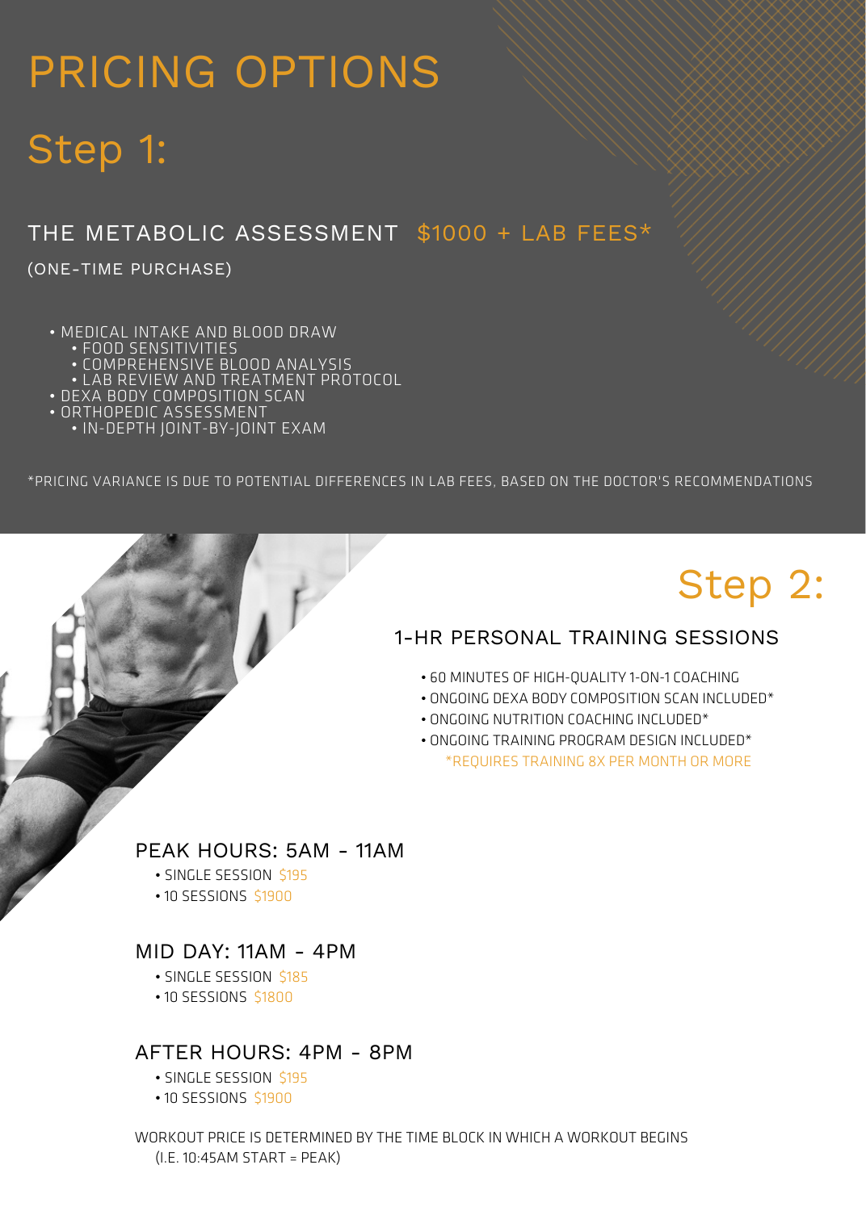# PRICING OPTIONS

## Step 1:

### THE METABOLIC ASSESSMENT $1000 + LAB FEES*

(ONE-TIME PURCHASE)

- MEDICAL INTAKE AND BLOOD DRAW
  - FOOD SENSITIVITIES
  - COMPREHENSIVE BLOOD ANALYSIS
  - LAB REVIEW AND TREATMENT PROTOCOL
- DEXA BODY COMPOSITION SCAN
- ORTHOPEDIC ASSESSMENT
  - IN-DEPTH JOINT-BY-JOINT EXAM

*PRICING VARIANCE IS DUE TO POTENTIAL DIFFERENCES IN LAB FEES, BASED ON THE DOCTOR'S RECOMMENDATIONS

## Step 2:

### 1-HR PERSONAL TRAINING SESSIONS

- 60 MINUTES OF HIGH-QUALITY 1-ON-1 COACHING
- ONGOING DEXA BODY COMPOSITION SCAN INCLUDED*
- ONGOING NUTRITION COACHING INCLUDED*
- ONGOING TRAINING PROGRAM DESIGN INCLUDED*

  *REQUIRES TRAINING 8X PER MONTH OR MORE

### PEAK HOURS: 5AM - 11AM

- SINGLE SESSION $195
- 10 SESSIONS $1900

### MID DAY: 11AM - 4PM

- SINGLE SESSION $185
- 10 SESSIONS $1800

### AFTER HOURS: 4PM - 8PM

- SINGLE SESSION $195
- 10 SESSIONS $1900

WORKOUT PRICE IS DETERMINED BY THE TIME BLOCK IN WHICH A WORKOUT BEGINS
(I.E. 10:45AM START = PEAK)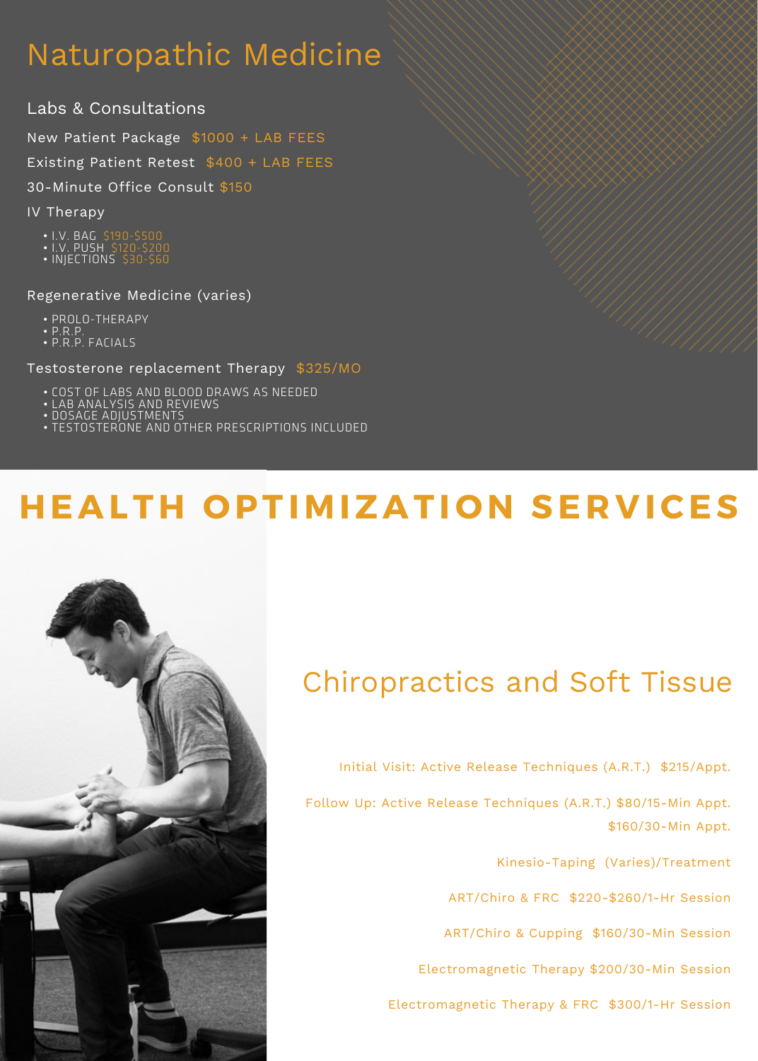# Naturopathic Medicine

## Labs & Consultations

New Patient Package $1000 + LAB FEES

Existing Patient Retest $400 + LAB FEES

30-Minute Office Consult $150

IV Therapy

- I.V. BAG $190-$500
- I.V. PUSH $120-$200
- INJECTIONS $30-$60

Regenerative Medicine (varies)

- PROLO-THERAPY
- P.R.P.
- P.R.P. FACIALS

Testosterone replacement Therapy $325/MO

- COST OF LABS AND BLOOD DRAWS AS NEEDED
- LAB ANALYSIS AND REVIEWS
- DOSAGE ADJUSTMENTS
- TESTOSTERONE AND OTHER PRESCRIPTIONS INCLUDED

# HEALTH OPTIMIZATION SERVICES

## Chiropractics and Soft Tissue

Initial Visit: Active Release Techniques (A.R.T.) $215/Appt.

Follow Up: Active Release Techniques (A.R.T.) $80/15-Min Appt.
$160/30-Min Appt.

Kinesio-Taping (Varies)/Treatment

ART/Chiro & FRC $220-$260/1-Hr Session

ART/Chiro & Cupping $160/30-Min Session

Electromagnetic Therapy $200/30-Min Session

Electromagnetic Therapy & FRC $300/1-Hr Session